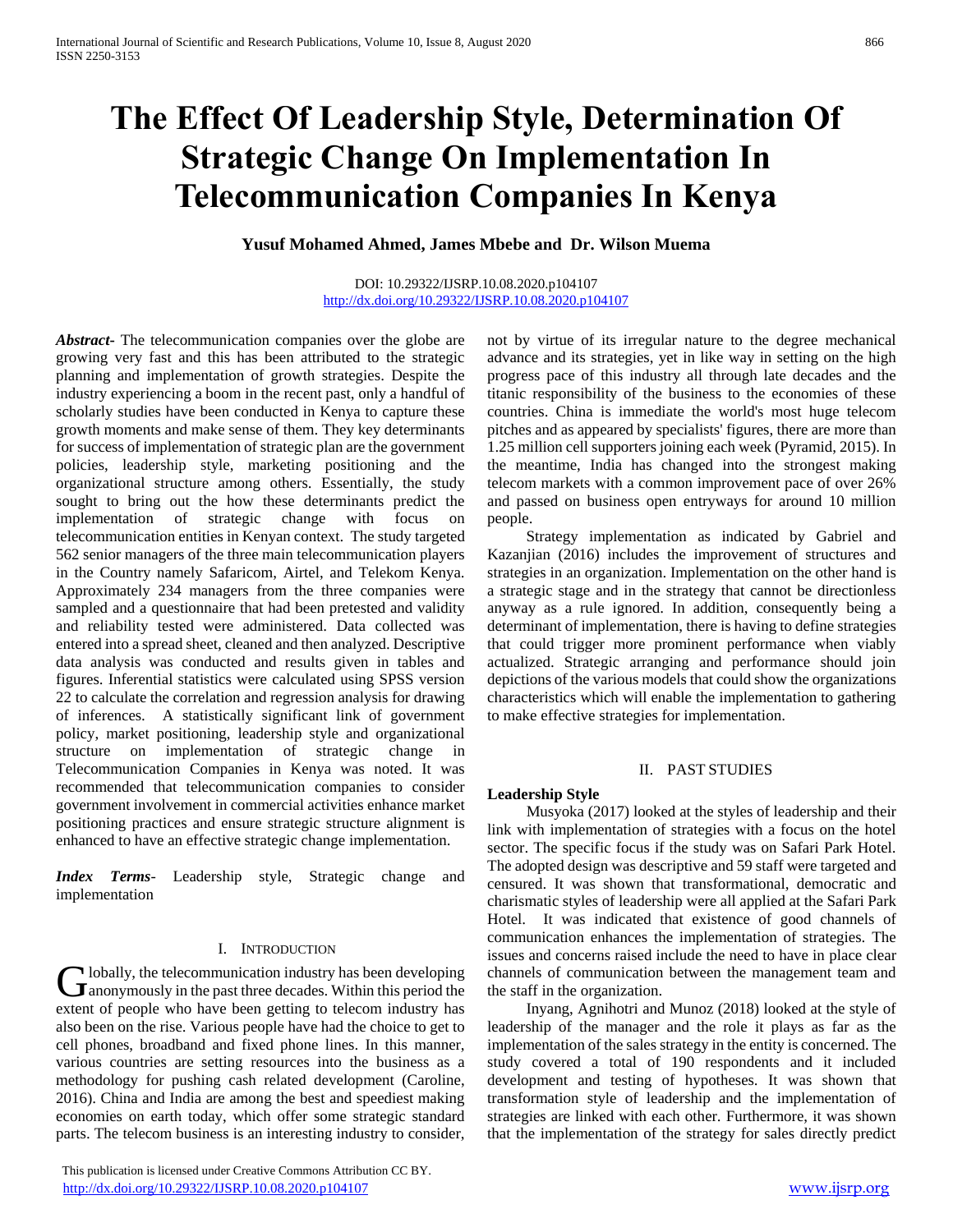# The Effect Of Leadership Style, Determination Of Strategic Change On Implementation In Telecommunication Companies In Kenya

**Yusuf Mohamed Ahmed, James Mbebe and Dr. Wilson Muema**

DOI: 10.29322/IJSRP.10.08.2020.p104107
http://dx.doi.org/10.29322/IJSRP.10.08.2020.p104107

***Abstract-*** The telecommunication companies over the globe are growing very fast and this has been attributed to the strategic planning and implementation of growth strategies. Despite the industry experiencing a boom in the recent past, only a handful of scholarly studies have been conducted in Kenya to capture these growth moments and make sense of them. They key determinants for success of implementation of strategic plan are the government policies, leadership style, marketing positioning and the organizational structure among others. Essentially, the study sought to bring out the how these determinants predict the implementation of strategic change with focus on telecommunication entities in Kenyan context. The study targeted 562 senior managers of the three main telecommunication players in the Country namely Safaricom, Airtel, and Telekom Kenya. Approximately 234 managers from the three companies were sampled and a questionnaire that had been pretested and validity and reliability tested were administered. Data collected was entered into a spread sheet, cleaned and then analyzed. Descriptive data analysis was conducted and results given in tables and figures. Inferential statistics were calculated using SPSS version 22 to calculate the correlation and regression analysis for drawing of inferences. A statistically significant link of government policy, market positioning, leadership style and organizational structure on implementation of strategic change in Telecommunication Companies in Kenya was noted. It was recommended that telecommunication companies to consider government involvement in commercial activities enhance market positioning practices and ensure strategic structure alignment is enhanced to have an effective strategic change implementation.

***Index Terms*-** Leadership style, Strategic change and implementation

## I. Introduction

Globally, the telecommunication industry has been developing anonymously in the past three decades. Within this period the extent of people who have been getting to telecom industry has also been on the rise. Various people have had the choice to get to cell phones, broadband and fixed phone lines. In this manner, various countries are setting resources into the business as a methodology for pushing cash related development (Caroline, 2016). China and India are among the best and speediest making economies on earth today, which offer some strategic standard parts. The telecom business is an interesting industry to consider, not by virtue of its irregular nature to the degree mechanical advance and its strategies, yet in like way in setting on the high progress pace of this industry all through late decades and the titanic responsibility of the business to the economies of these countries. China is immediate the world's most huge telecom pitches and as appeared by specialists' figures, there are more than 1.25 million cell supporters joining each week (Pyramid, 2015). In the meantime, India has changed into the strongest making telecom markets with a common improvement pace of over 26% and passed on business open entryways for around 10 million people.

Strategy implementation as indicated by Gabriel and Kazanjian (2016) includes the improvement of structures and strategies in an organization. Implementation on the other hand is a strategic stage and in the strategy that cannot be directionless anyway as a rule ignored. In addition, consequently being a determinant of implementation, there is having to define strategies that could trigger more prominent performance when viably actualized. Strategic arranging and performance should join depictions of the various models that could show the organizations characteristics which will enable the implementation to gathering to make effective strategies for implementation.

## II. Past Studies

**Leadership Style**

Musyoka (2017) looked at the styles of leadership and their link with implementation of strategies with a focus on the hotel sector. The specific focus if the study was on Safari Park Hotel. The adopted design was descriptive and 59 staff were targeted and censured. It was shown that transformational, democratic and charismatic styles of leadership were all applied at the Safari Park Hotel. It was indicated that existence of good channels of communication enhances the implementation of strategies. The issues and concerns raised include the need to have in place clear channels of communication between the management team and the staff in the organization.

Inyang, Agnihotri and Munoz (2018) looked at the style of leadership of the manager and the role it plays as far as the implementation of the sales strategy in the entity is concerned. The study covered a total of 190 respondents and it included development and testing of hypotheses. It was shown that transformation style of leadership and the implementation of strategies are linked with each other. Furthermore, it was shown that the implementation of the strategy for sales directly predict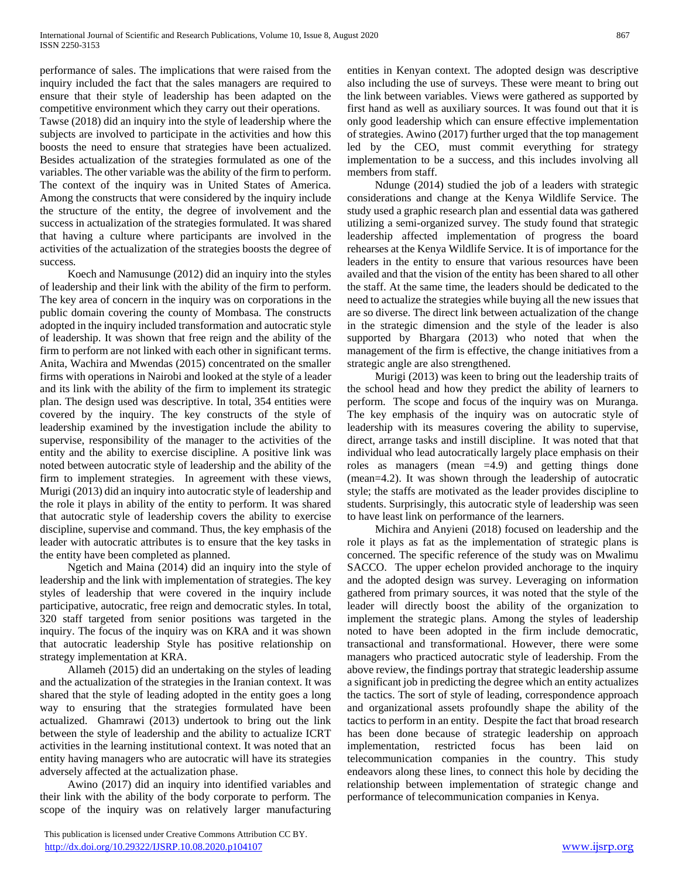performance of sales. The implications that were raised from the inquiry included the fact that the sales managers are required to ensure that their style of leadership has been adapted on the competitive environment which they carry out their operations.

Tawse (2018) did an inquiry into the style of leadership where the subjects are involved to participate in the activities and how this boosts the need to ensure that strategies have been actualized. Besides actualization of the strategies formulated as one of the variables. The other variable was the ability of the firm to perform. The context of the inquiry was in United States of America. Among the constructs that were considered by the inquiry include the structure of the entity, the degree of involvement and the success in actualization of the strategies formulated. It was shared that having a culture where participants are involved in the activities of the actualization of the strategies boosts the degree of success.

Koech and Namusunge (2012) did an inquiry into the styles of leadership and their link with the ability of the firm to perform. The key area of concern in the inquiry was on corporations in the public domain covering the county of Mombasa. The constructs adopted in the inquiry included transformation and autocratic style of leadership. It was shown that free reign and the ability of the firm to perform are not linked with each other in significant terms. Anita, Wachira and Mwendas (2015) concentrated on the smaller firms with operations in Nairobi and looked at the style of a leader and its link with the ability of the firm to implement its strategic plan. The design used was descriptive. In total, 354 entities were covered by the inquiry. The key constructs of the style of leadership examined by the investigation include the ability to supervise, responsibility of the manager to the activities of the entity and the ability to exercise discipline. A positive link was noted between autocratic style of leadership and the ability of the firm to implement strategies. In agreement with these views, Murigi (2013) did an inquiry into autocratic style of leadership and the role it plays in ability of the entity to perform. It was shared that autocratic style of leadership covers the ability to exercise discipline, supervise and command. Thus, the key emphasis of the leader with autocratic attributes is to ensure that the key tasks in the entity have been completed as planned.

Ngetich and Maina (2014) did an inquiry into the style of leadership and the link with implementation of strategies. The key styles of leadership that were covered in the inquiry include participative, autocratic, free reign and democratic styles. In total, 320 staff targeted from senior positions was targeted in the inquiry. The focus of the inquiry was on KRA and it was shown that autocratic leadership Style has positive relationship on strategy implementation at KRA.

Allameh (2015) did an undertaking on the styles of leading and the actualization of the strategies in the Iranian context. It was shared that the style of leading adopted in the entity goes a long way to ensuring that the strategies formulated have been actualized. Ghamrawi (2013) undertook to bring out the link between the style of leadership and the ability to actualize ICRT activities in the learning institutional context. It was noted that an entity having managers who are autocratic will have its strategies adversely affected at the actualization phase.

Awino (2017) did an inquiry into identified variables and their link with the ability of the body corporate to perform. The scope of the inquiry was on relatively larger manufacturing entities in Kenyan context. The adopted design was descriptive also including the use of surveys. These were meant to bring out the link between variables. Views were gathered as supported by first hand as well as auxiliary sources. It was found out that it is only good leadership which can ensure effective implementation of strategies. Awino (2017) further urged that the top management led by the CEO, must commit everything for strategy implementation to be a success, and this includes involving all members from staff.

Ndunge (2014) studied the job of a leaders with strategic considerations and change at the Kenya Wildlife Service. The study used a graphic research plan and essential data was gathered utilizing a semi-organized survey. The study found that strategic leadership affected implementation of progress the board rehearses at the Kenya Wildlife Service. It is of importance for the leaders in the entity to ensure that various resources have been availed and that the vision of the entity has been shared to all other the staff. At the same time, the leaders should be dedicated to the need to actualize the strategies while buying all the new issues that are so diverse. The direct link between actualization of the change in the strategic dimension and the style of the leader is also supported by Bhargara (2013) who noted that when the management of the firm is effective, the change initiatives from a strategic angle are also strengthened.

Murigi (2013) was keen to bring out the leadership traits of the school head and how they predict the ability of learners to perform. The scope and focus of the inquiry was on Muranga. The key emphasis of the inquiry was on autocratic style of leadership with its measures covering the ability to supervise, direct, arrange tasks and instill discipline. It was noted that that individual who lead autocratically largely place emphasis on their roles as managers (mean =4.9) and getting things done (mean=4.2). It was shown through the leadership of autocratic style; the staffs are motivated as the leader provides discipline to students. Surprisingly, this autocratic style of leadership was seen to have least link on performance of the learners.

Michira and Anyieni (2018) focused on leadership and the role it plays as fat as the implementation of strategic plans is concerned. The specific reference of the study was on Mwalimu SACCO. The upper echelon provided anchorage to the inquiry and the adopted design was survey. Leveraging on information gathered from primary sources, it was noted that the style of the leader will directly boost the ability of the organization to implement the strategic plans. Among the styles of leadership noted to have been adopted in the firm include democratic, transactional and transformational. However, there were some managers who practiced autocratic style of leadership. From the above review, the findings portray that strategic leadership assume a significant job in predicting the degree which an entity actualizes the tactics. The sort of style of leading, correspondence approach and organizational assets profoundly shape the ability of the tactics to perform in an entity. Despite the fact that broad research has been done because of strategic leadership on approach implementation, restricted focus has been laid on telecommunication companies in the country. This study endeavors along these lines, to connect this hole by deciding the relationship between implementation of strategic change and performance of telecommunication companies in Kenya.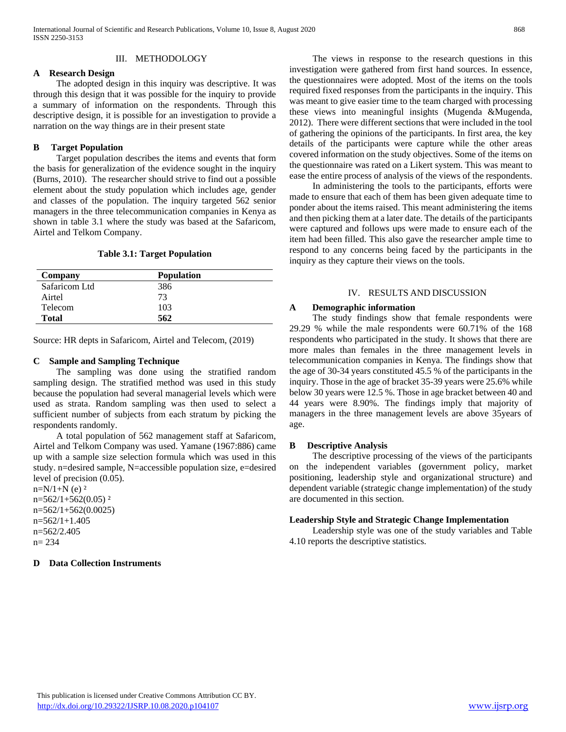## III. METHODOLOGY

### A Research Design

The adopted design in this inquiry was descriptive. It was through this design that it was possible for the inquiry to provide a summary of information on the respondents. Through this descriptive design, it is possible for an investigation to provide a narration on the way things are in their present state

### B Target Population

Target population describes the items and events that form the basis for generalization of the evidence sought in the inquiry (Burns, 2010). The researcher should strive to find out a possible element about the study population which includes age, gender and classes of the population. The inquiry targeted 562 senior managers in the three telecommunication companies in Kenya as shown in table 3.1 where the study was based at the Safaricom, Airtel and Telkom Company.

**Table 3.1: Target Population**

| Company | Population |
| --- | --- |
| Safaricom Ltd | 386 |
| Airtel | 73 |
| Telecom | 103 |
| **Total** | **562** |

Source: HR depts in Safaricom, Airtel and Telecom, (2019)

### C Sample and Sampling Technique

The sampling was done using the stratified random sampling design. The stratified method was used in this study because the population had several managerial levels which were used as strata. Random sampling was then used to select a sufficient number of subjects from each stratum by picking the respondents randomly.

A total population of 562 management staff at Safaricom, Airtel and Telkom Company was used. Yamane (1967:886) came up with a sample size selection formula which was used in this study. n=desired sample, N=accessible population size, e=desired level of precision (0.05).

$n=N/1+N(e)^2$
$n=562/1+562(0.05)^2$
$n=562/1+562(0.0025)$
$n=562/1+1.405$
$n=562/2.405$
$n=234$

### D Data Collection Instruments

The views in response to the research questions in this investigation were gathered from first hand sources. In essence, the questionnaires were adopted. Most of the items on the tools required fixed responses from the participants in the inquiry. This was meant to give easier time to the team charged with processing these views into meaningful insights (Mugenda &Mugenda, 2012). There were different sections that were included in the tool of gathering the opinions of the participants. In first area, the key details of the participants were capture while the other areas covered information on the study objectives. Some of the items on the questionnaire was rated on a Likert system. This was meant to ease the entire process of analysis of the views of the respondents.

In administering the tools to the participants, efforts were made to ensure that each of them has been given adequate time to ponder about the items raised. This meant administering the items and then picking them at a later date. The details of the participants were captured and follows ups were made to ensure each of the item had been filled. This also gave the researcher ample time to respond to any concerns being faced by the participants in the inquiry as they capture their views on the tools.

## IV. RESULTS AND DISCUSSION

### A Demographic information

The study findings show that female respondents were 29.29 % while the male respondents were 60.71% of the 168 respondents who participated in the study. It shows that there are more males than females in the three management levels in telecommunication companies in Kenya. The findings show that the age of 30-34 years constituted 45.5 % of the participants in the inquiry. Those in the age of bracket 35-39 years were 25.6% while below 30 years were 12.5 %. Those in age bracket between 40 and 44 years were 8.90%. The findings imply that majority of managers in the three management levels are above 35years of age.

### B Descriptive Analysis

The descriptive processing of the views of the participants on the independent variables (government policy, market positioning, leadership style and organizational structure) and dependent variable (strategic change implementation) of the study are documented in this section.

#### Leadership Style and Strategic Change Implementation

Leadership style was one of the study variables and Table 4.10 reports the descriptive statistics.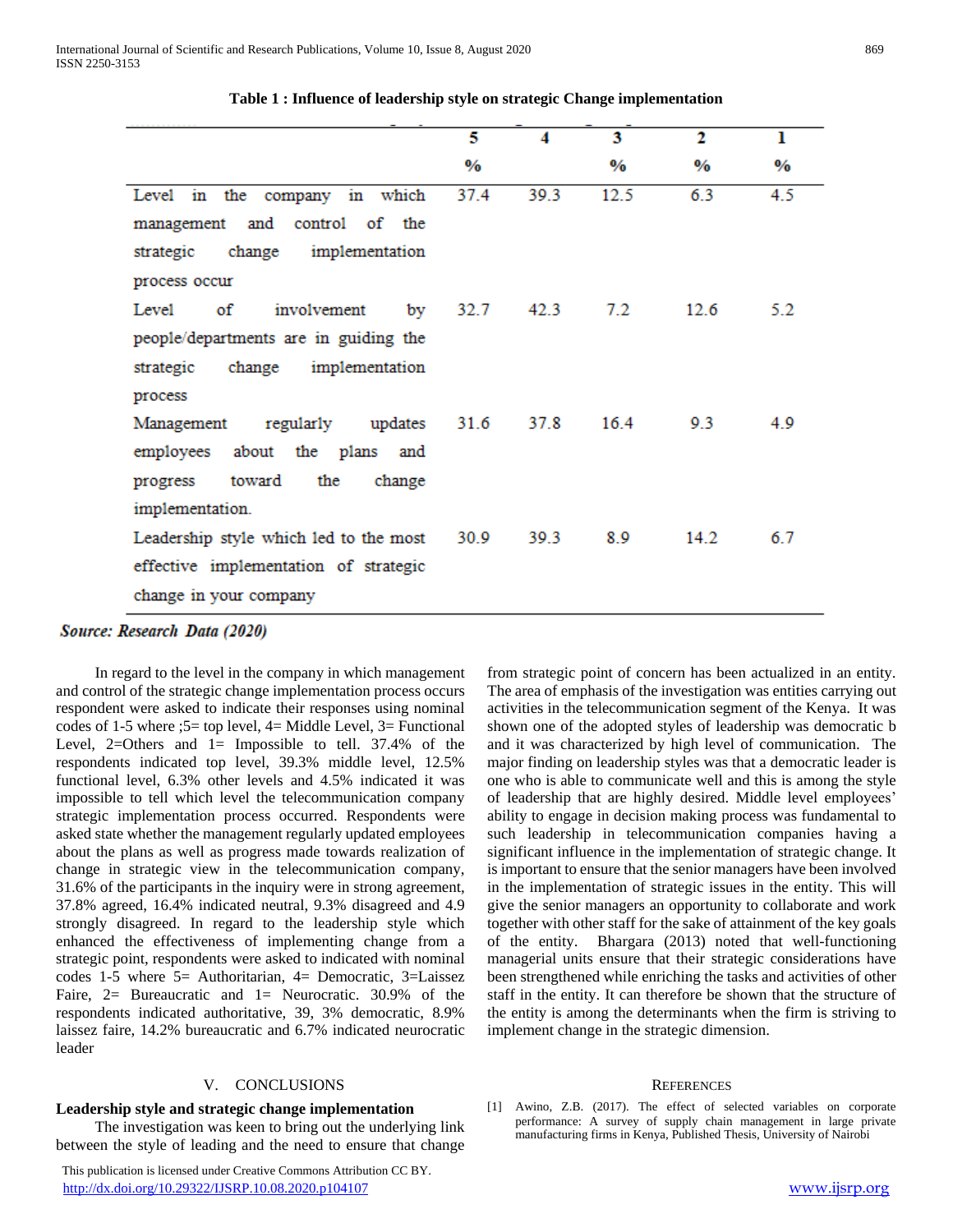**Table 1 : Influence of leadership style on strategic Change implementation**

| | 5 % | 4 | 3 % | 2 % | 1 % |
|---|---|---|---|---|---|
| Level in the company in which management and control of the strategic change implementation process occur | 37.4 | 39.3 | 12.5 | 6.3 | 4.5 |
| Level of involvement by people/departments are in guiding the strategic change implementation process | 32.7 | 42.3 | 7.2 | 12.6 | 5.2 |
| Management regularly updates employees about the plans and progress toward the change implementation. | 31.6 | 37.8 | 16.4 | 9.3 | 4.9 |
| Leadership style which led to the most effective implementation of strategic change in your company | 30.9 | 39.3 | 8.9 | 14.2 | 6.7 |

*Source: Research Data (2020)*

In regard to the level in the company in which management and control of the strategic change implementation process occurs respondent were asked to indicate their responses using nominal codes of 1-5 where ;5= top level, 4= Middle Level, 3= Functional Level, 2=Others and 1= Impossible to tell. 37.4% of the respondents indicated top level, 39.3% middle level, 12.5% functional level, 6.3% other levels and 4.5% indicated it was impossible to tell which level the telecommunication company strategic implementation process occurred. Respondents were asked state whether the management regularly updated employees about the plans as well as progress made towards realization of change in strategic view in the telecommunication company, 31.6% of the participants in the inquiry were in strong agreement, 37.8% agreed, 16.4% indicated neutral, 9.3% disagreed and 4.9 strongly disagreed. In regard to the leadership style which enhanced the effectiveness of implementing change from a strategic point, respondents were asked to indicated with nominal codes 1-5 where 5= Authoritarian, 4= Democratic, 3=Laissez Faire, 2= Bureaucratic and 1= Neurocratic. 30.9% of the respondents indicated authoritative, 39, 3% democratic, 8.9% laissez faire, 14.2% bureaucratic and 6.7% indicated neurocratic leader

## V. CONCLUSIONS

### Leadership style and strategic change implementation

The investigation was keen to bring out the underlying link between the style of leading and the need to ensure that change from strategic point of concern has been actualized in an entity. The area of emphasis of the investigation was entities carrying out activities in the telecommunication segment of the Kenya. It was shown one of the adopted styles of leadership was democratic b and it was characterized by high level of communication. The major finding on leadership styles was that a democratic leader is one who is able to communicate well and this is among the style of leadership that are highly desired. Middle level employees' ability to engage in decision making process was fundamental to such leadership in telecommunication companies having a significant influence in the implementation of strategic change. It is important to ensure that the senior managers have been involved in the implementation of strategic issues in the entity. This will give the senior managers an opportunity to collaborate and work together with other staff for the sake of attainment of the key goals of the entity. Bhargara (2013) noted that well-functioning managerial units ensure that their strategic considerations have been strengthened while enriching the tasks and activities of other staff in the entity. It can therefore be shown that the structure of the entity is among the determinants when the firm is striving to implement change in the strategic dimension.

## REFERENCES

[1] Awino, Z.B. (2017). The effect of selected variables on corporate performance: A survey of supply chain management in large private manufacturing firms in Kenya, Published Thesis, University of Nairobi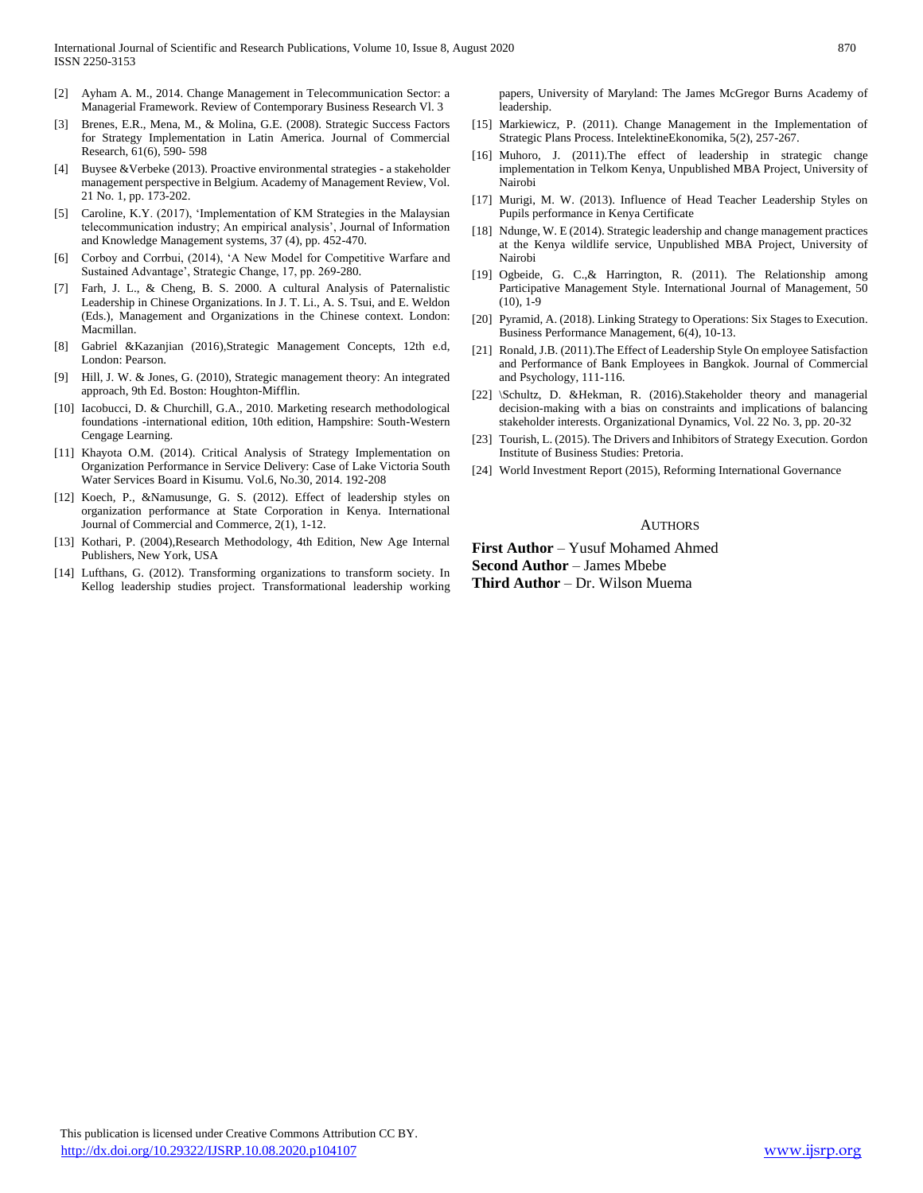[2] Ayham A. M., 2014. Change Management in Telecommunication Sector: a Managerial Framework. Review of Contemporary Business Research Vl. 3

[3] Brenes, E.R., Mena, M., & Molina, G.E. (2008). Strategic Success Factors for Strategy Implementation in Latin America. Journal of Commercial Research, 61(6), 590- 598

[4] Buysee &Verbeke (2013). Proactive environmental strategies - a stakeholder management perspective in Belgium. Academy of Management Review, Vol. 21 No. 1, pp. 173-202.

[5] Caroline, K.Y. (2017), 'Implementation of KM Strategies in the Malaysian telecommunication industry; An empirical analysis', Journal of Information and Knowledge Management systems, 37 (4), pp. 452-470.

[6] Corboy and Corrbui, (2014), 'A New Model for Competitive Warfare and Sustained Advantage', Strategic Change, 17, pp. 269-280.

[7] Farh, J. L., & Cheng, B. S. 2000. A cultural Analysis of Paternalistic Leadership in Chinese Organizations. In J. T. Li., A. S. Tsui, and E. Weldon (Eds.), Management and Organizations in the Chinese context. London: Macmillan.

[8] Gabriel &Kazanjian (2016),Strategic Management Concepts, 12th e.d, London: Pearson.

[9] Hill, J. W. & Jones, G. (2010), Strategic management theory: An integrated approach, 9th Ed. Boston: Houghton-Mifflin.

[10] Iacobucci, D. & Churchill, G.A., 2010. Marketing research methodological foundations -international edition, 10th edition, Hampshire: South-Western Cengage Learning.

[11] Khayota O.M. (2014). Critical Analysis of Strategy Implementation on Organization Performance in Service Delivery: Case of Lake Victoria South Water Services Board in Kisumu. Vol.6, No.30, 2014. 192-208

[12] Koech, P., &Namusunge, G. S. (2012). Effect of leadership styles on organization performance at State Corporation in Kenya. International Journal of Commercial and Commerce, 2(1), 1-12.

[13] Kothari, P. (2004),Research Methodology, 4th Edition, New Age Internal Publishers, New York, USA

[14] Lufthans, G. (2012). Transforming organizations to transform society. In Kellog leadership studies project. Transformational leadership working papers, University of Maryland: The James McGregor Burns Academy of leadership.

[15] Markiewicz, P. (2011). Change Management in the Implementation of Strategic Plans Process. IntelektineEkonomika, 5(2), 257-267.

[16] Muhoro, J. (2011).The effect of leadership in strategic change implementation in Telkom Kenya, Unpublished MBA Project, University of Nairobi

[17] Murigi, M. W. (2013). Influence of Head Teacher Leadership Styles on Pupils performance in Kenya Certificate

[18] Ndunge, W. E (2014). Strategic leadership and change management practices at the Kenya wildlife service, Unpublished MBA Project, University of Nairobi

[19] Ogbeide, G. C.,& Harrington, R. (2011). The Relationship among Participative Management Style. International Journal of Management, 50 (10), 1-9

[20] Pyramid, A. (2018). Linking Strategy to Operations: Six Stages to Execution. Business Performance Management, 6(4), 10-13.

[21] Ronald, J.B. (2011).The Effect of Leadership Style On employee Satisfaction and Performance of Bank Employees in Bangkok. Journal of Commercial and Psychology, 111-116.

[22] \Schultz, D. &Hekman, R. (2016).Stakeholder theory and managerial decision-making with a bias on constraints and implications of balancing stakeholder interests. Organizational Dynamics, Vol. 22 No. 3, pp. 20-32

[23] Tourish, L. (2015). The Drivers and Inhibitors of Strategy Execution. Gordon Institute of Business Studies: Pretoria.

[24] World Investment Report (2015), Reforming International Governance

## Authors

**First Author** – Yusuf Mohamed Ahmed
**Second Author** – James Mbebe
**Third Author** – Dr. Wilson Muema

This publication is licensed under Creative Commons Attribution CC BY.
http://dx.doi.org/10.29322/IJSRP.10.08.2020.p104107